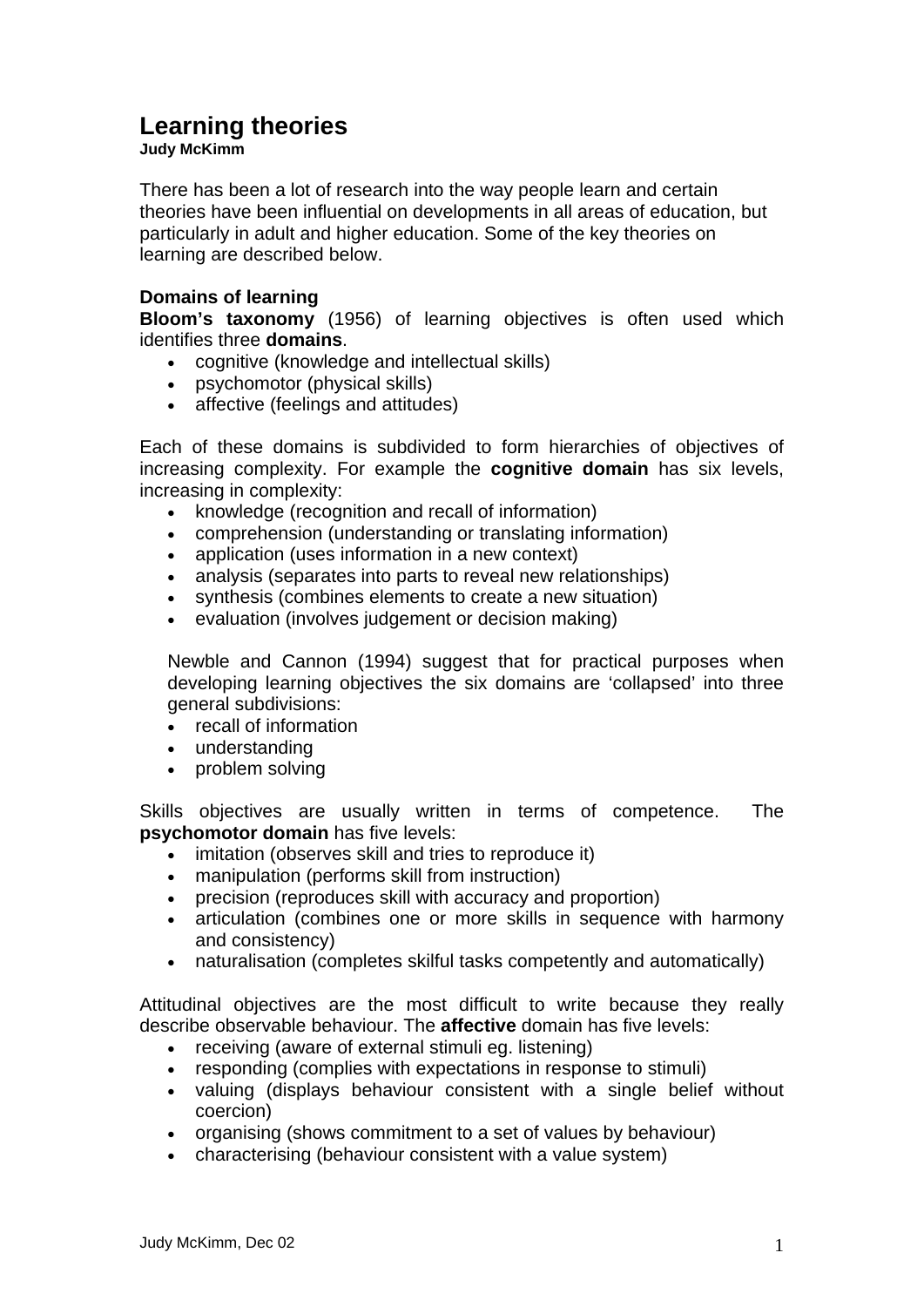# Learning theories

**Judy McKimm**

There has been a lot of research into the way people learn and certain theories have been influential on developments in all areas of education, but particularly in adult and higher education. Some of the key theories on learning are described below.

**Domains of learning**

**Bloom's taxonomy** (1956) of learning objectives is often used which identifies three **domains**.

- cognitive (knowledge and intellectual skills)
- psychomotor (physical skills)
- affective (feelings and attitudes)

Each of these domains is subdivided to form hierarchies of objectives of increasing complexity. For example the **cognitive domain** has six levels, increasing in complexity:

- knowledge (recognition and recall of information)
- comprehension (understanding or translating information)
- application (uses information in a new context)
- analysis (separates into parts to reveal new relationships)
- synthesis (combines elements to create a new situation)
- evaluation (involves judgement or decision making)

Newble and Cannon (1994) suggest that for practical purposes when developing learning objectives the six domains are 'collapsed' into three general subdivisions:

- recall of information
- understanding
- problem solving

Skills objectives are usually written in terms of competence. The **psychomotor domain** has five levels:

- imitation (observes skill and tries to reproduce it)
- manipulation (performs skill from instruction)
- precision (reproduces skill with accuracy and proportion)
- articulation (combines one or more skills in sequence with harmony and consistency)
- naturalisation (completes skilful tasks competently and automatically)

Attitudinal objectives are the most difficult to write because they really describe observable behaviour. The **affective** domain has five levels:

- receiving (aware of external stimuli eg. listening)
- responding (complies with expectations in response to stimuli)
- valuing (displays behaviour consistent with a single belief without coercion)
- organising (shows commitment to a set of values by behaviour)
- characterising (behaviour consistent with a value system)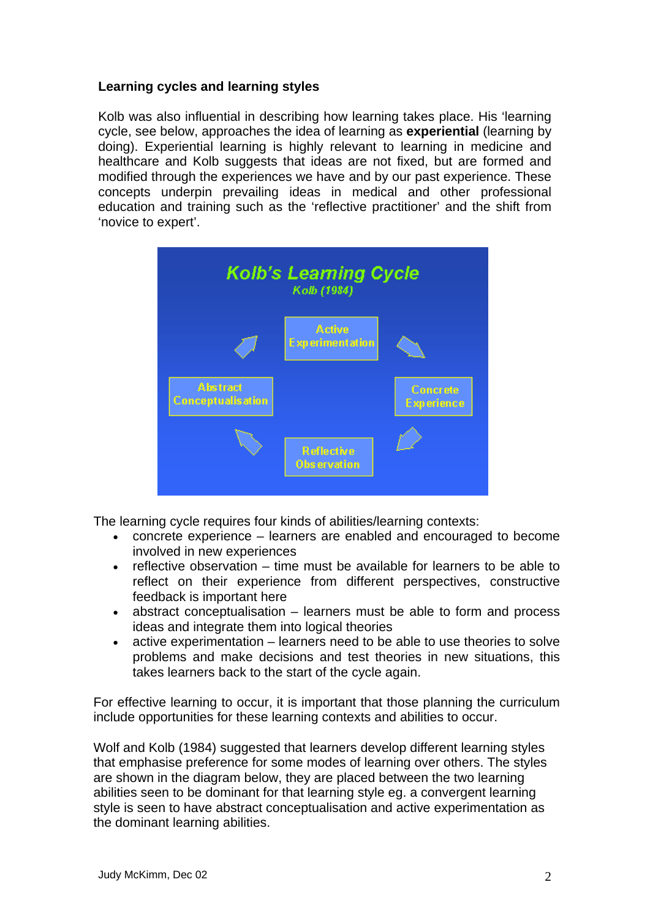**Learning cycles and learning styles**

Kolb was also influential in describing how learning takes place. His 'learning cycle, see below, approaches the idea of learning as **experiential** (learning by doing). Experiential learning is highly relevant to learning in medicine and healthcare and Kolb suggests that ideas are not fixed, but are formed and modified through the experiences we have and by our past experience. These concepts underpin prevailing ideas in medical and other professional education and training such as the 'reflective practitioner' and the shift from 'novice to expert'.

Kolb's Learning Cycle
Kolb (1984)

Active Experimentation → Concrete Experience → Reflective Observation → Abstract Conceptualisation → Active Experimentation

The learning cycle requires four kinds of abilities/learning contexts:

- concrete experience – learners are enabled and encouraged to become involved in new experiences
- reflective observation – time must be available for learners to be able to reflect on their experience from different perspectives, constructive feedback is important here
- abstract conceptualisation – learners must be able to form and process ideas and integrate them into logical theories
- active experimentation – learners need to be able to use theories to solve problems and make decisions and test theories in new situations, this takes learners back to the start of the cycle again.

For effective learning to occur, it is important that those planning the curriculum include opportunities for these learning contexts and abilities to occur.

Wolf and Kolb (1984) suggested that learners develop different learning styles that emphasise preference for some modes of learning over others. The styles are shown in the diagram below, they are placed between the two learning abilities seen to be dominant for that learning style eg. a convergent learning style is seen to have abstract conceptualisation and active experimentation as the dominant learning abilities.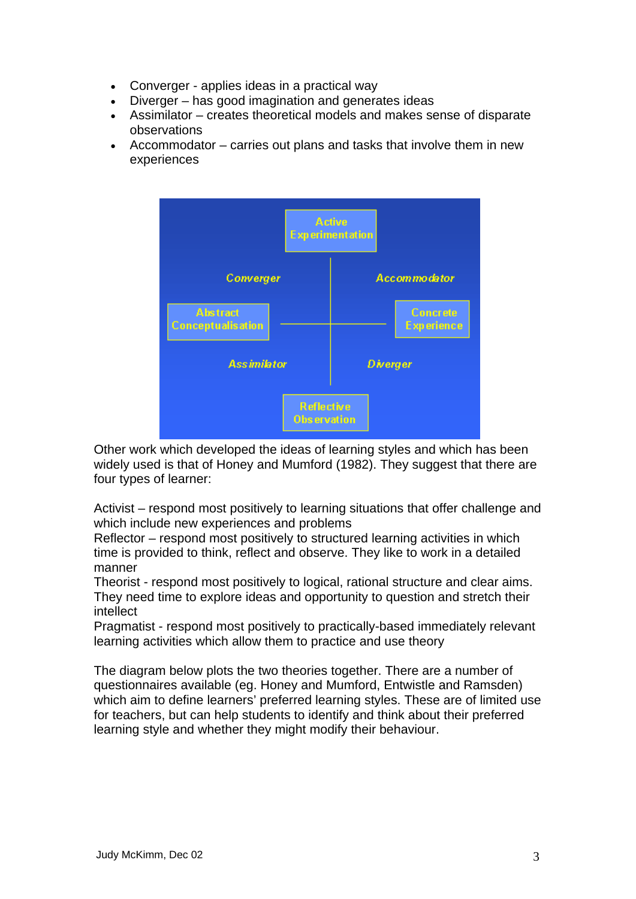- Converger - applies ideas in a practical way
- Diverger – has good imagination and generates ideas
- Assimilator – creates theoretical models and makes sense of disparate observations
- Accommodator – carries out plans and tasks that involve them in new experiences

Active Experimentation

Converger | Accommodator

Abstract Conceptualisation | Concrete Experience

Assimilator | Diverger

Reflective Observation

Other work which developed the ideas of learning styles and which has been widely used is that of Honey and Mumford (1982). They suggest that there are four types of learner:

Activist – respond most positively to learning situations that offer challenge and which include new experiences and problems
Reflector – respond most positively to structured learning activities in which time is provided to think, reflect and observe. They like to work in a detailed manner
Theorist - respond most positively to logical, rational structure and clear aims. They need time to explore ideas and opportunity to question and stretch their intellect
Pragmatist - respond most positively to practically-based immediately relevant learning activities which allow them to practice and use theory

The diagram below plots the two theories together. There are a number of questionnaires available (eg. Honey and Mumford, Entwistle and Ramsden) which aim to define learners' preferred learning styles. These are of limited use for teachers, but can help students to identify and think about their preferred learning style and whether they might modify their behaviour.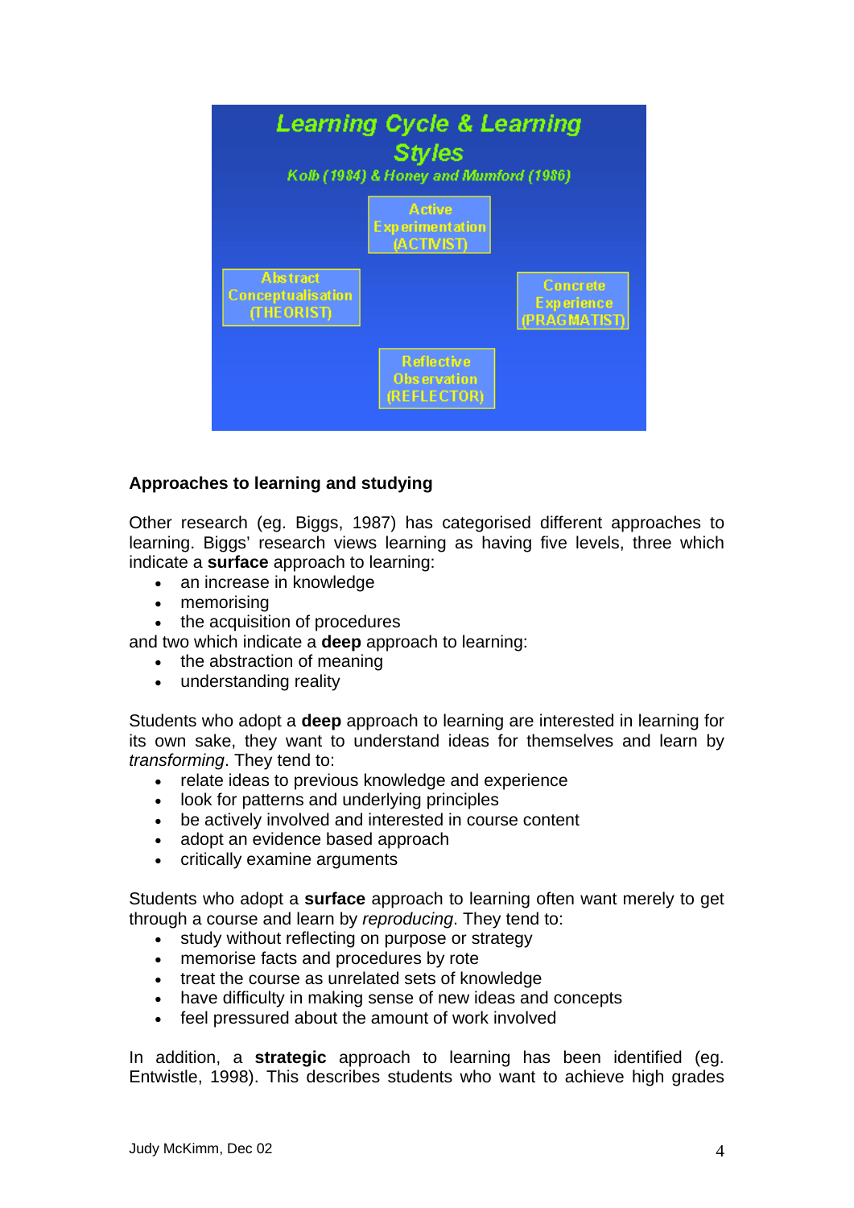**Learning Cycle & Learning Styles**

Kolb (1984) & Honey and Mumford (1986)

Active Experimentation (ACTIVIST)

Abstract Conceptualisation (THEORIST)

Concrete Experience (PRAGMATIST)

Reflective Observation (REFLECTOR)

### Approaches to learning and studying

Other research (eg. Biggs, 1987) has categorised different approaches to learning. Biggs' research views learning as having five levels, three which indicate a **surface** approach to learning:

- an increase in knowledge
- memorising
- the acquisition of procedures

and two which indicate a **deep** approach to learning:

- the abstraction of meaning
- understanding reality

Students who adopt a **deep** approach to learning are interested in learning for its own sake, they want to understand ideas for themselves and learn by *transforming*. They tend to:

- relate ideas to previous knowledge and experience
- look for patterns and underlying principles
- be actively involved and interested in course content
- adopt an evidence based approach
- critically examine arguments

Students who adopt a **surface** approach to learning often want merely to get through a course and learn by *reproducing*. They tend to:

- study without reflecting on purpose or strategy
- memorise facts and procedures by rote
- treat the course as unrelated sets of knowledge
- have difficulty in making sense of new ideas and concepts
- feel pressured about the amount of work involved

In addition, a **strategic** approach to learning has been identified (eg. Entwistle, 1998). This describes students who want to achieve high grades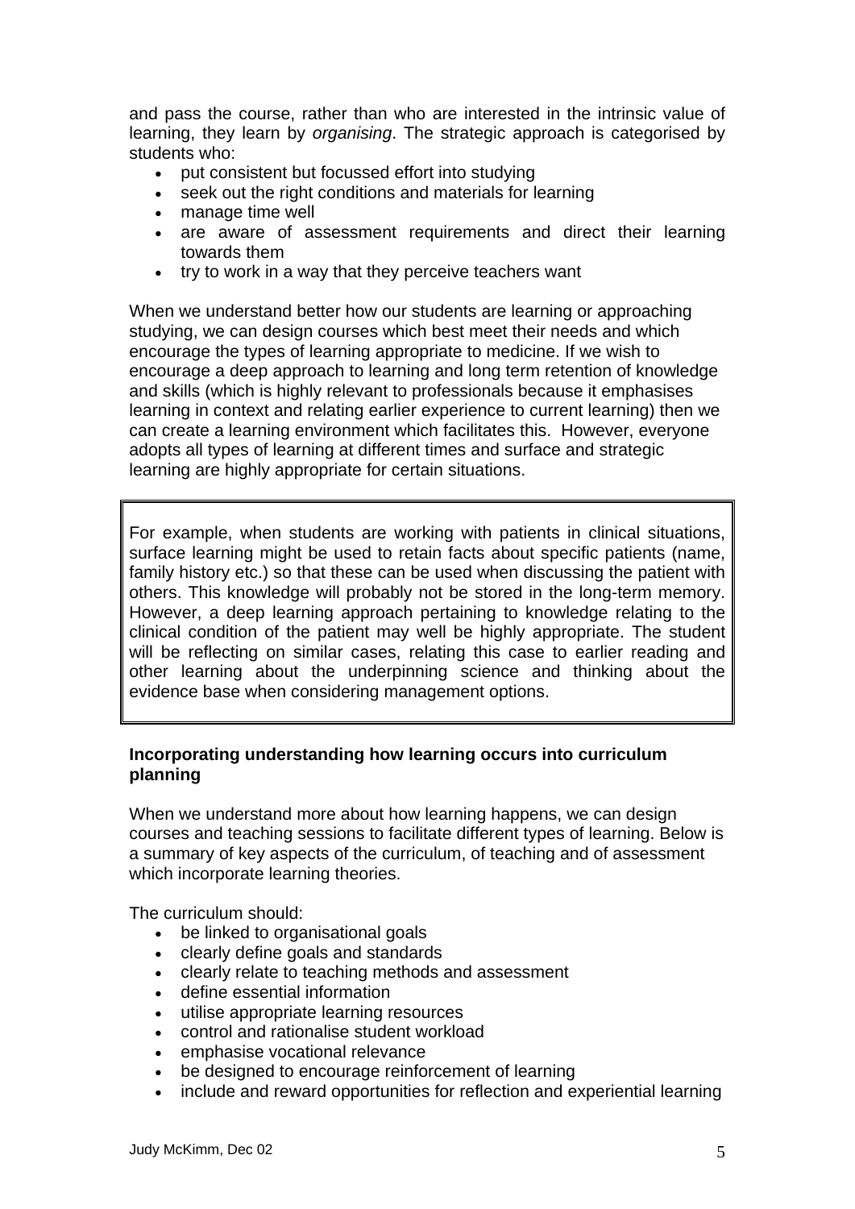and pass the course, rather than who are interested in the intrinsic value of learning, they learn by *organising*. The strategic approach is categorised by students who:

- put consistent but focussed effort into studying
- seek out the right conditions and materials for learning
- manage time well
- are aware of assessment requirements and direct their learning towards them
- try to work in a way that they perceive teachers want

When we understand better how our students are learning or approaching studying, we can design courses which best meet their needs and which encourage the types of learning appropriate to medicine. If we wish to encourage a deep approach to learning and long term retention of knowledge and skills (which is highly relevant to professionals because it emphasises learning in context and relating earlier experience to current learning) then we can create a learning environment which facilitates this. However, everyone adopts all types of learning at different times and surface and strategic learning are highly appropriate for certain situations.

> For example, when students are working with patients in clinical situations, surface learning might be used to retain facts about specific patients (name, family history etc.) so that these can be used when discussing the patient with others. This knowledge will probably not be stored in the long-term memory. However, a deep learning approach pertaining to knowledge relating to the clinical condition of the patient may well be highly appropriate. The student will be reflecting on similar cases, relating this case to earlier reading and other learning about the underpinning science and thinking about the evidence base when considering management options.

**Incorporating understanding how learning occurs into curriculum planning**

When we understand more about how learning happens, we can design courses and teaching sessions to facilitate different types of learning. Below is a summary of key aspects of the curriculum, of teaching and of assessment which incorporate learning theories.

The curriculum should:

- be linked to organisational goals
- clearly define goals and standards
- clearly relate to teaching methods and assessment
- define essential information
- utilise appropriate learning resources
- control and rationalise student workload
- emphasise vocational relevance
- be designed to encourage reinforcement of learning
- include and reward opportunities for reflection and experiential learning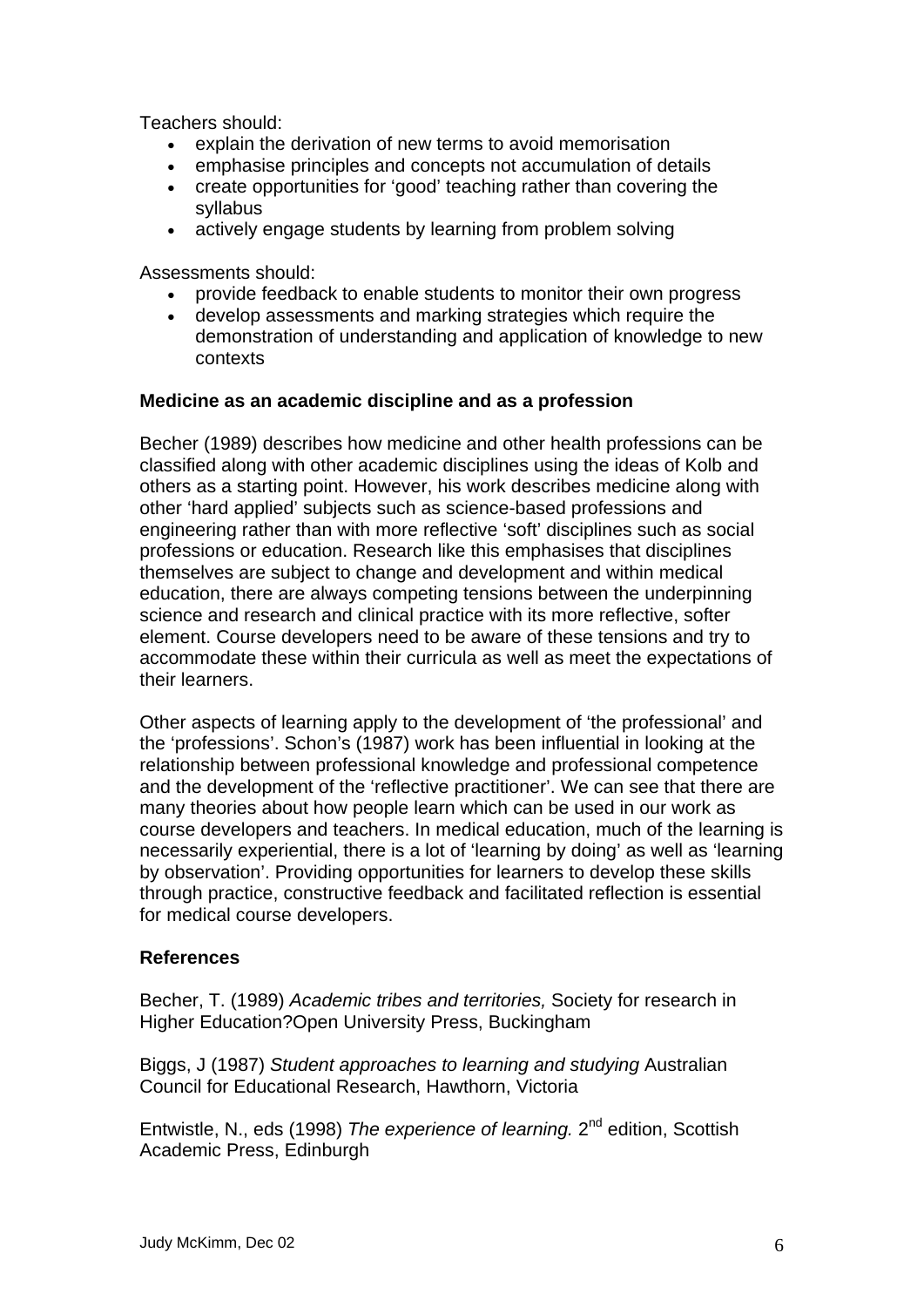Teachers should:

- explain the derivation of new terms to avoid memorisation
- emphasise principles and concepts not accumulation of details
- create opportunities for 'good' teaching rather than covering the syllabus
- actively engage students by learning from problem solving

Assessments should:

- provide feedback to enable students to monitor their own progress
- develop assessments and marking strategies which require the demonstration of understanding and application of knowledge to new contexts

**Medicine as an academic discipline and as a profession**

Becher (1989) describes how medicine and other health professions can be classified along with other academic disciplines using the ideas of Kolb and others as a starting point. However, his work describes medicine along with other 'hard applied' subjects such as science-based professions and engineering rather than with more reflective 'soft' disciplines such as social professions or education. Research like this emphasises that disciplines themselves are subject to change and development and within medical education, there are always competing tensions between the underpinning science and research and clinical practice with its more reflective, softer element. Course developers need to be aware of these tensions and try to accommodate these within their curricula as well as meet the expectations of their learners.

Other aspects of learning apply to the development of 'the professional' and the 'professions'. Schon's (1987) work has been influential in looking at the relationship between professional knowledge and professional competence and the development of the 'reflective practitioner'. We can see that there are many theories about how people learn which can be used in our work as course developers and teachers. In medical education, much of the learning is necessarily experiential, there is a lot of 'learning by doing' as well as 'learning by observation'. Providing opportunities for learners to develop these skills through practice, constructive feedback and facilitated reflection is essential for medical course developers.

**References**

Becher, T. (1989) *Academic tribes and territories,* Society for research in Higher Education?Open University Press, Buckingham

Biggs, J (1987) *Student approaches to learning and studying* Australian Council for Educational Research, Hawthorn, Victoria

Entwistle, N., eds (1998) *The experience of learning.* 2nd edition, Scottish Academic Press, Edinburgh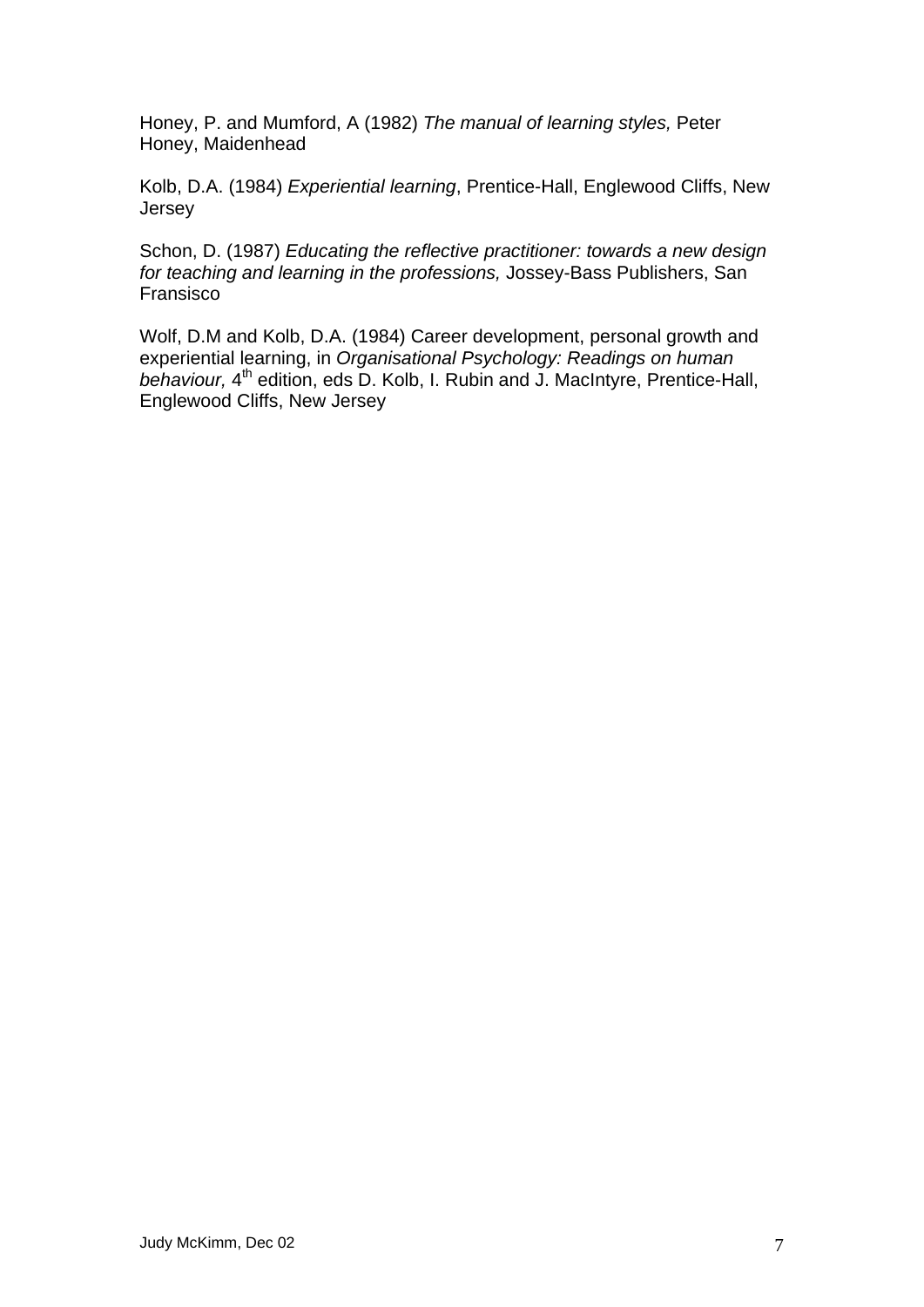Honey, P. and Mumford, A (1982) *The manual of learning styles,* Peter Honey, Maidenhead

Kolb, D.A. (1984) *Experiential learning*, Prentice-Hall, Englewood Cliffs, New Jersey

Schon, D. (1987) *Educating the reflective practitioner: towards a new design for teaching and learning in the professions,* Jossey-Bass Publishers, San Fransisco

Wolf, D.M and Kolb, D.A. (1984) Career development, personal growth and experiential learning, in *Organisational Psychology: Readings on human behaviour,* 4th edition, eds D. Kolb, I. Rubin and J. MacIntyre, Prentice-Hall, Englewood Cliffs, New Jersey